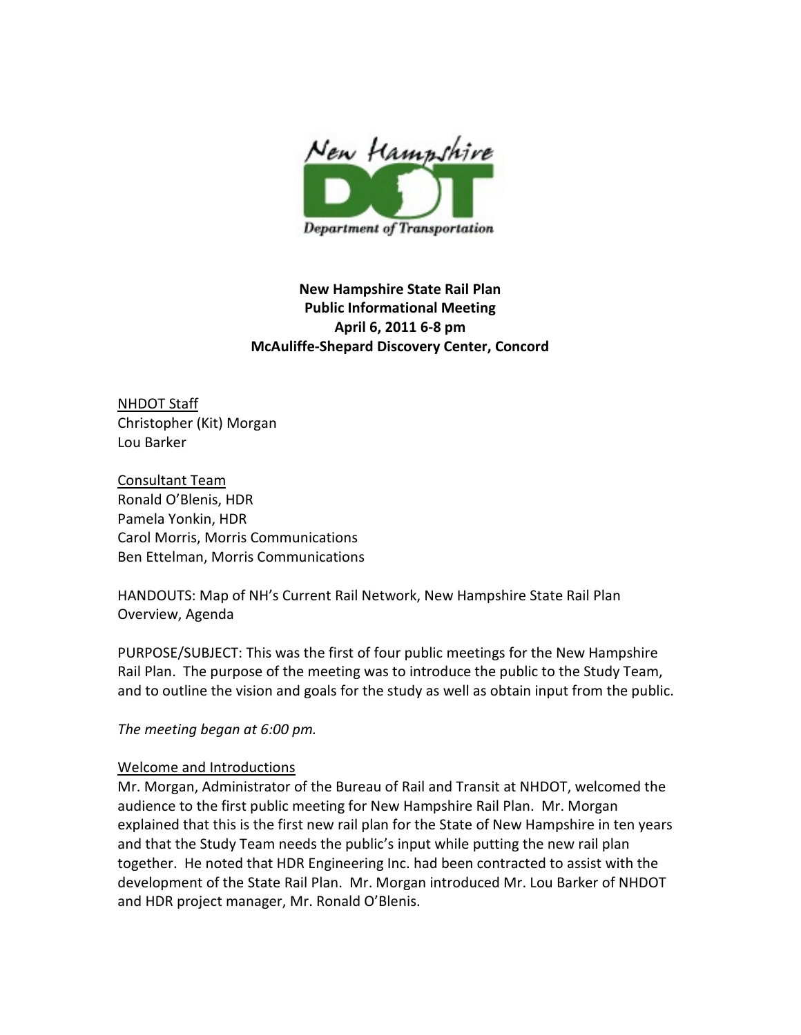New Hampshire DOT Department of Transportation

**New Hampshire State Rail Plan**
**Public Informational Meeting**
**April 6, 2011 6-8 pm**
**McAuliffe-Shepard Discovery Center, Concord**

<u>NHDOT Staff</u>
Christopher (Kit) Morgan
Lou Barker

<u>Consultant Team</u>
Ronald O'Blenis, HDR
Pamela Yonkin, HDR
Carol Morris, Morris Communications
Ben Ettelman, Morris Communications

HANDOUTS: Map of NH's Current Rail Network, New Hampshire State Rail Plan Overview, Agenda

PURPOSE/SUBJECT: This was the first of four public meetings for the New Hampshire Rail Plan. The purpose of the meeting was to introduce the public to the Study Team, and to outline the vision and goals for the study as well as obtain input from the public.

*The meeting began at 6:00 pm.*

<u>Welcome and Introductions</u>

Mr. Morgan, Administrator of the Bureau of Rail and Transit at NHDOT, welcomed the audience to the first public meeting for New Hampshire Rail Plan. Mr. Morgan explained that this is the first new rail plan for the State of New Hampshire in ten years and that the Study Team needs the public's input while putting the new rail plan together. He noted that HDR Engineering Inc. had been contracted to assist with the development of the State Rail Plan. Mr. Morgan introduced Mr. Lou Barker of NHDOT and HDR project manager, Mr. Ronald O'Blenis.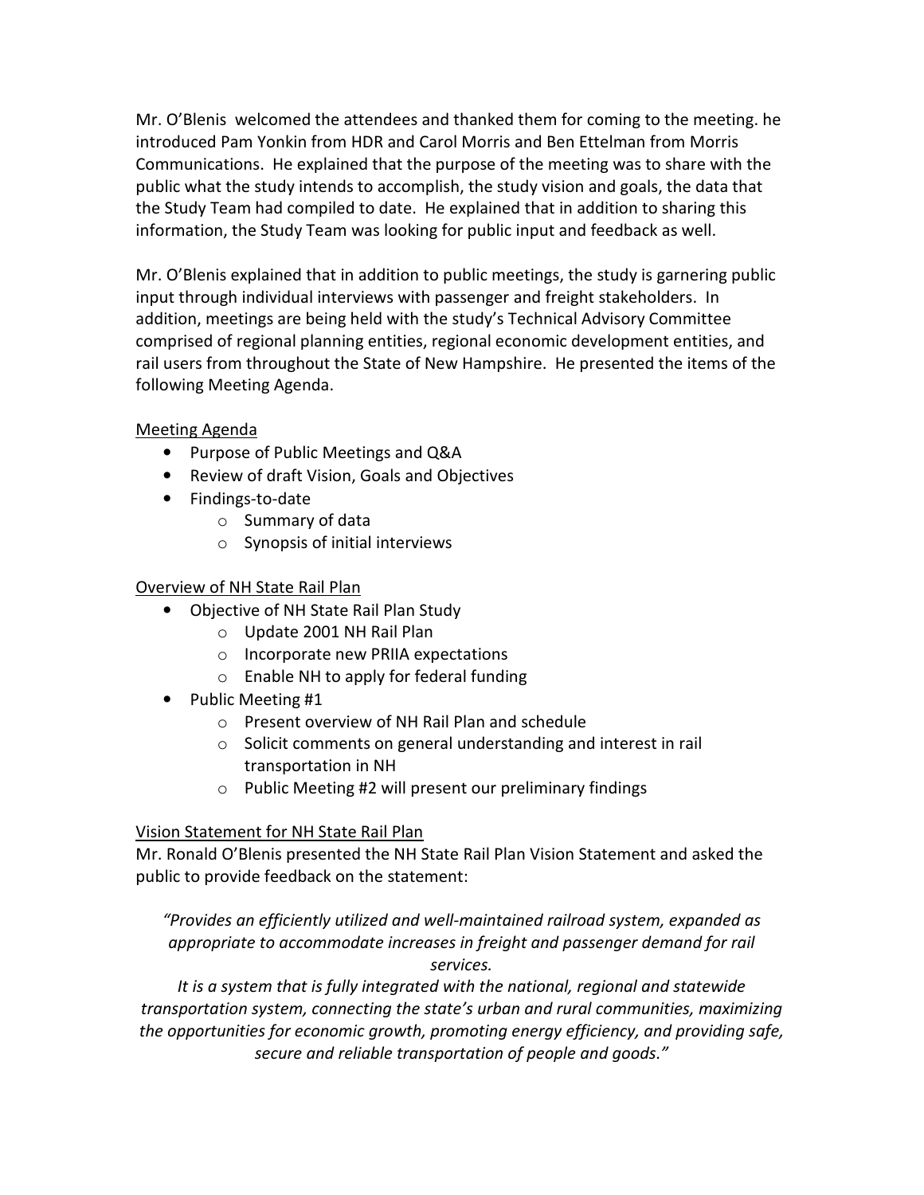Mr. O'Blenis welcomed the attendees and thanked them for coming to the meeting. he introduced Pam Yonkin from HDR and Carol Morris and Ben Ettelman from Morris Communications. He explained that the purpose of the meeting was to share with the public what the study intends to accomplish, the study vision and goals, the data that the Study Team had compiled to date. He explained that in addition to sharing this information, the Study Team was looking for public input and feedback as well.

Mr. O'Blenis explained that in addition to public meetings, the study is garnering public input through individual interviews with passenger and freight stakeholders. In addition, meetings are being held with the study's Technical Advisory Committee comprised of regional planning entities, regional economic development entities, and rail users from throughout the State of New Hampshire. He presented the items of the following Meeting Agenda.

<u>Meeting Agenda</u>

- Purpose of Public Meetings and Q&A
- Review of draft Vision, Goals and Objectives
- Findings-to-date
    - Summary of data
    - Synopsis of initial interviews

<u>Overview of NH State Rail Plan</u>

- Objective of NH State Rail Plan Study
    - Update 2001 NH Rail Plan
    - Incorporate new PRIIA expectations
    - Enable NH to apply for federal funding
- Public Meeting #1
    - Present overview of NH Rail Plan and schedule
    - Solicit comments on general understanding and interest in rail transportation in NH
    - Public Meeting #2 will present our preliminary findings

<u>Vision Statement for NH State Rail Plan</u>

Mr. Ronald O'Blenis presented the NH State Rail Plan Vision Statement and asked the public to provide feedback on the statement:

*"Provides an efficiently utilized and well-maintained railroad system, expanded as appropriate to accommodate increases in freight and passenger demand for rail services.*

*It is a system that is fully integrated with the national, regional and statewide transportation system, connecting the state's urban and rural communities, maximizing the opportunities for economic growth, promoting energy efficiency, and providing safe, secure and reliable transportation of people and goods."*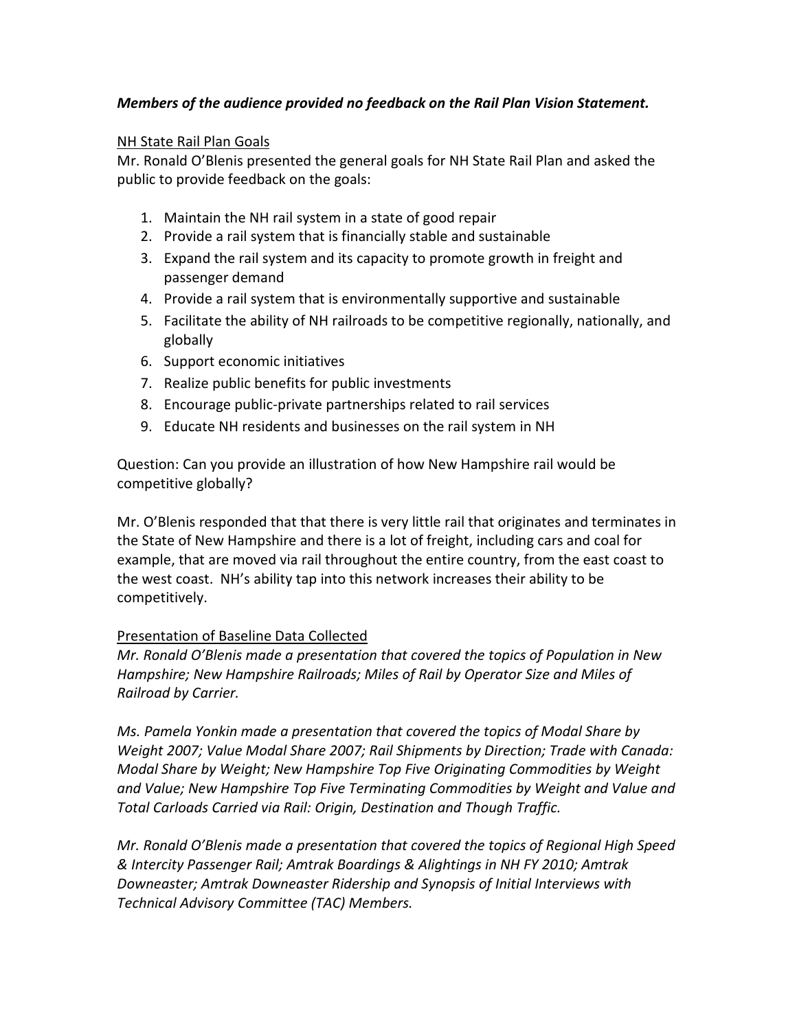***Members of the audience provided no feedback on the Rail Plan Vision Statement.***

<u>NH State Rail Plan Goals</u>

Mr. Ronald O'Blenis presented the general goals for NH State Rail Plan and asked the public to provide feedback on the goals:

1. Maintain the NH rail system in a state of good repair
2. Provide a rail system that is financially stable and sustainable
3. Expand the rail system and its capacity to promote growth in freight and passenger demand
4. Provide a rail system that is environmentally supportive and sustainable
5. Facilitate the ability of NH railroads to be competitive regionally, nationally, and globally
6. Support economic initiatives
7. Realize public benefits for public investments
8. Encourage public-private partnerships related to rail services
9. Educate NH residents and businesses on the rail system in NH

Question: Can you provide an illustration of how New Hampshire rail would be competitive globally?

Mr. O'Blenis responded that that there is very little rail that originates and terminates in the State of New Hampshire and there is a lot of freight, including cars and coal for example, that are moved via rail throughout the entire country, from the east coast to the west coast. NH's ability tap into this network increases their ability to be competitively.

<u>Presentation of Baseline Data Collected</u>

*Mr. Ronald O'Blenis made a presentation that covered the topics of Population in New Hampshire; New Hampshire Railroads; Miles of Rail by Operator Size and Miles of Railroad by Carrier.*

*Ms. Pamela Yonkin made a presentation that covered the topics of Modal Share by Weight 2007; Value Modal Share 2007; Rail Shipments by Direction; Trade with Canada: Modal Share by Weight; New Hampshire Top Five Originating Commodities by Weight and Value; New Hampshire Top Five Terminating Commodities by Weight and Value and Total Carloads Carried via Rail: Origin, Destination and Though Traffic.*

*Mr. Ronald O'Blenis made a presentation that covered the topics of Regional High Speed & Intercity Passenger Rail; Amtrak Boardings & Alightings in NH FY 2010; Amtrak Downeaster; Amtrak Downeaster Ridership and Synopsis of Initial Interviews with Technical Advisory Committee (TAC) Members.*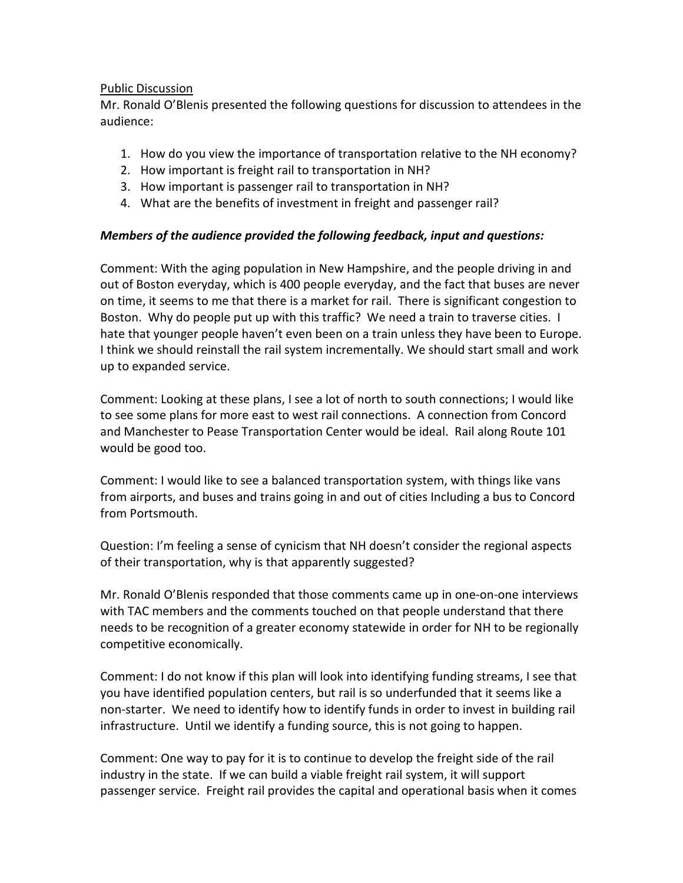<u>Public Discussion</u>

Mr. Ronald O'Blenis presented the following questions for discussion to attendees in the audience:

1. How do you view the importance of transportation relative to the NH economy?
2. How important is freight rail to transportation in NH?
3. How important is passenger rail to transportation in NH?
4. What are the benefits of investment in freight and passenger rail?

***Members of the audience provided the following feedback, input and questions:***

Comment: With the aging population in New Hampshire, and the people driving in and out of Boston everyday, which is 400 people everyday, and the fact that buses are never on time, it seems to me that there is a market for rail. There is significant congestion to Boston. Why do people put up with this traffic? We need a train to traverse cities. I hate that younger people haven't even been on a train unless they have been to Europe. I think we should reinstall the rail system incrementally. We should start small and work up to expanded service.

Comment: Looking at these plans, I see a lot of north to south connections; I would like to see some plans for more east to west rail connections. A connection from Concord and Manchester to Pease Transportation Center would be ideal. Rail along Route 101 would be good too.

Comment: I would like to see a balanced transportation system, with things like vans from airports, and buses and trains going in and out of cities Including a bus to Concord from Portsmouth.

Question: I'm feeling a sense of cynicism that NH doesn't consider the regional aspects of their transportation, why is that apparently suggested?

Mr. Ronald O'Blenis responded that those comments came up in one-on-one interviews with TAC members and the comments touched on that people understand that there needs to be recognition of a greater economy statewide in order for NH to be regionally competitive economically.

Comment: I do not know if this plan will look into identifying funding streams, I see that you have identified population centers, but rail is so underfunded that it seems like a non-starter. We need to identify how to identify funds in order to invest in building rail infrastructure. Until we identify a funding source, this is not going to happen.

Comment: One way to pay for it is to continue to develop the freight side of the rail industry in the state. If we can build a viable freight rail system, it will support passenger service. Freight rail provides the capital and operational basis when it comes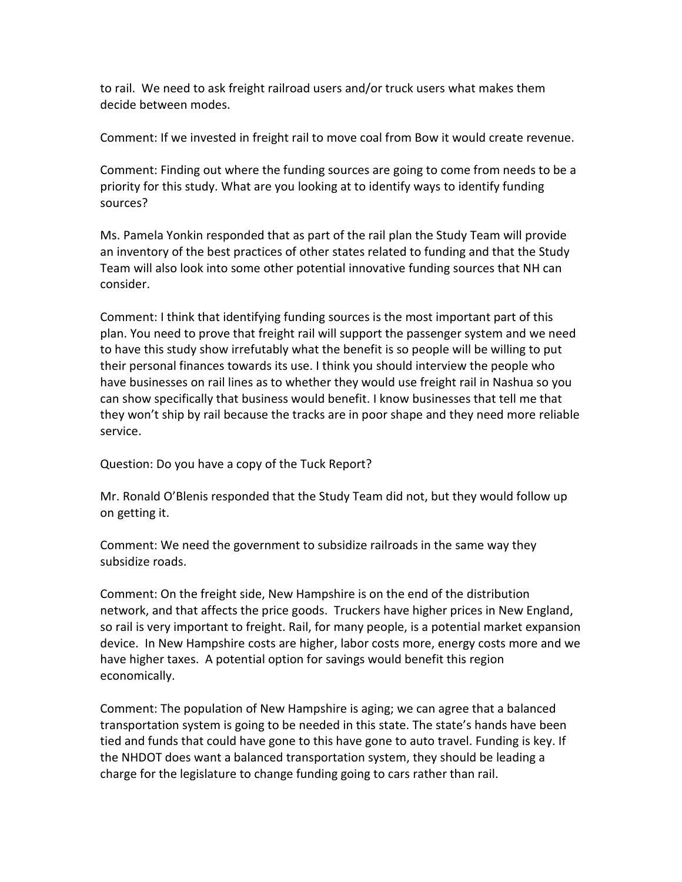to rail. We need to ask freight railroad users and/or truck users what makes them decide between modes.

Comment: If we invested in freight rail to move coal from Bow it would create revenue.

Comment: Finding out where the funding sources are going to come from needs to be a priority for this study. What are you looking at to identify ways to identify funding sources?

Ms. Pamela Yonkin responded that as part of the rail plan the Study Team will provide an inventory of the best practices of other states related to funding and that the Study Team will also look into some other potential innovative funding sources that NH can consider.

Comment: I think that identifying funding sources is the most important part of this plan. You need to prove that freight rail will support the passenger system and we need to have this study show irrefutably what the benefit is so people will be willing to put their personal finances towards its use. I think you should interview the people who have businesses on rail lines as to whether they would use freight rail in Nashua so you can show specifically that business would benefit. I know businesses that tell me that they won't ship by rail because the tracks are in poor shape and they need more reliable service.

Question: Do you have a copy of the Tuck Report?

Mr. Ronald O'Blenis responded that the Study Team did not, but they would follow up on getting it.

Comment: We need the government to subsidize railroads in the same way they subsidize roads.

Comment: On the freight side, New Hampshire is on the end of the distribution network, and that affects the price goods. Truckers have higher prices in New England, so rail is very important to freight. Rail, for many people, is a potential market expansion device. In New Hampshire costs are higher, labor costs more, energy costs more and we have higher taxes. A potential option for savings would benefit this region economically.

Comment: The population of New Hampshire is aging; we can agree that a balanced transportation system is going to be needed in this state. The state's hands have been tied and funds that could have gone to this have gone to auto travel. Funding is key. If the NHDOT does want a balanced transportation system, they should be leading a charge for the legislature to change funding going to cars rather than rail.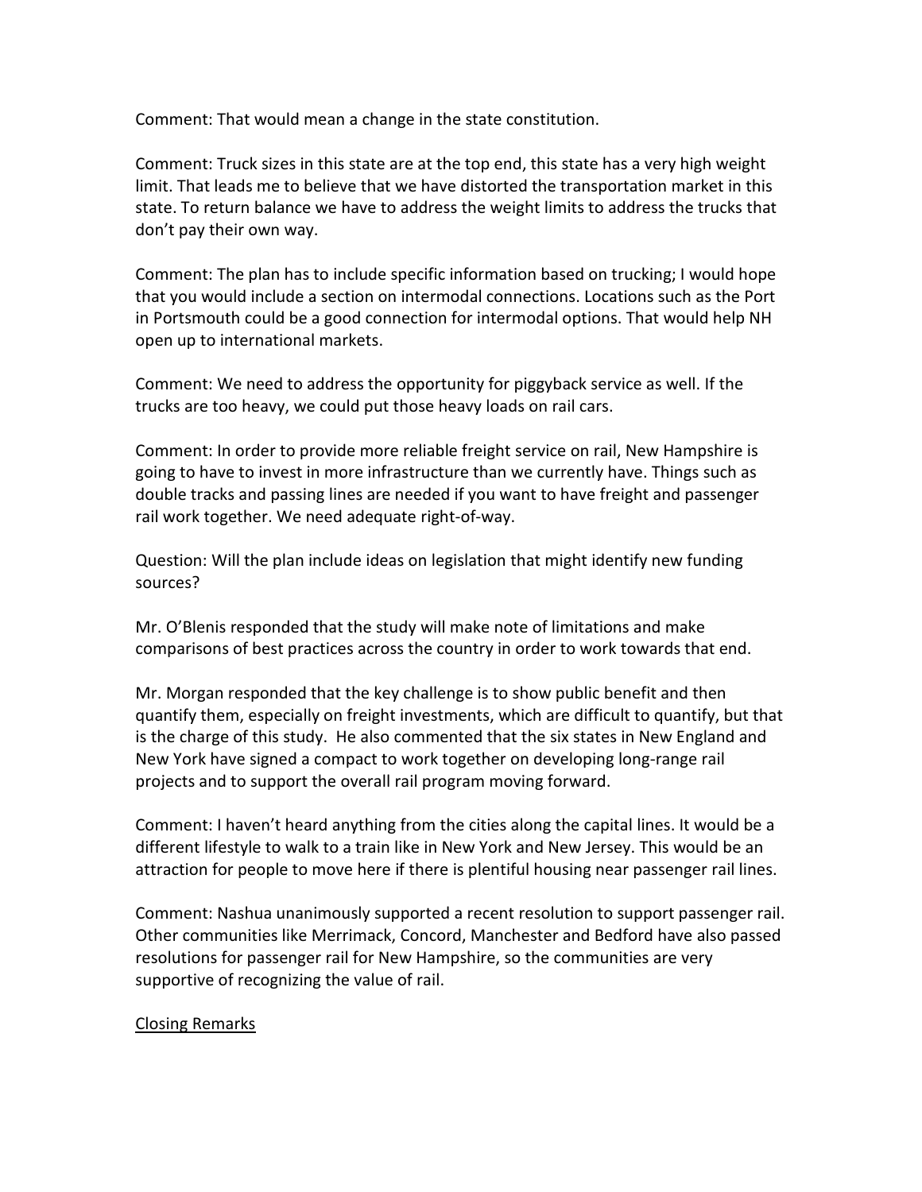Comment: That would mean a change in the state constitution.

Comment: Truck sizes in this state are at the top end, this state has a very high weight limit. That leads me to believe that we have distorted the transportation market in this state. To return balance we have to address the weight limits to address the trucks that don't pay their own way.

Comment: The plan has to include specific information based on trucking; I would hope that you would include a section on intermodal connections. Locations such as the Port in Portsmouth could be a good connection for intermodal options. That would help NH open up to international markets.

Comment: We need to address the opportunity for piggyback service as well. If the trucks are too heavy, we could put those heavy loads on rail cars.

Comment: In order to provide more reliable freight service on rail, New Hampshire is going to have to invest in more infrastructure than we currently have. Things such as double tracks and passing lines are needed if you want to have freight and passenger rail work together. We need adequate right-of-way.

Question: Will the plan include ideas on legislation that might identify new funding sources?

Mr. O'Blenis responded that the study will make note of limitations and make comparisons of best practices across the country in order to work towards that end.

Mr. Morgan responded that the key challenge is to show public benefit and then quantify them, especially on freight investments, which are difficult to quantify, but that is the charge of this study. He also commented that the six states in New England and New York have signed a compact to work together on developing long-range rail projects and to support the overall rail program moving forward.

Comment: I haven't heard anything from the cities along the capital lines. It would be a different lifestyle to walk to a train like in New York and New Jersey. This would be an attraction for people to move here if there is plentiful housing near passenger rail lines.

Comment: Nashua unanimously supported a recent resolution to support passenger rail. Other communities like Merrimack, Concord, Manchester and Bedford have also passed resolutions for passenger rail for New Hampshire, so the communities are very supportive of recognizing the value of rail.

Closing Remarks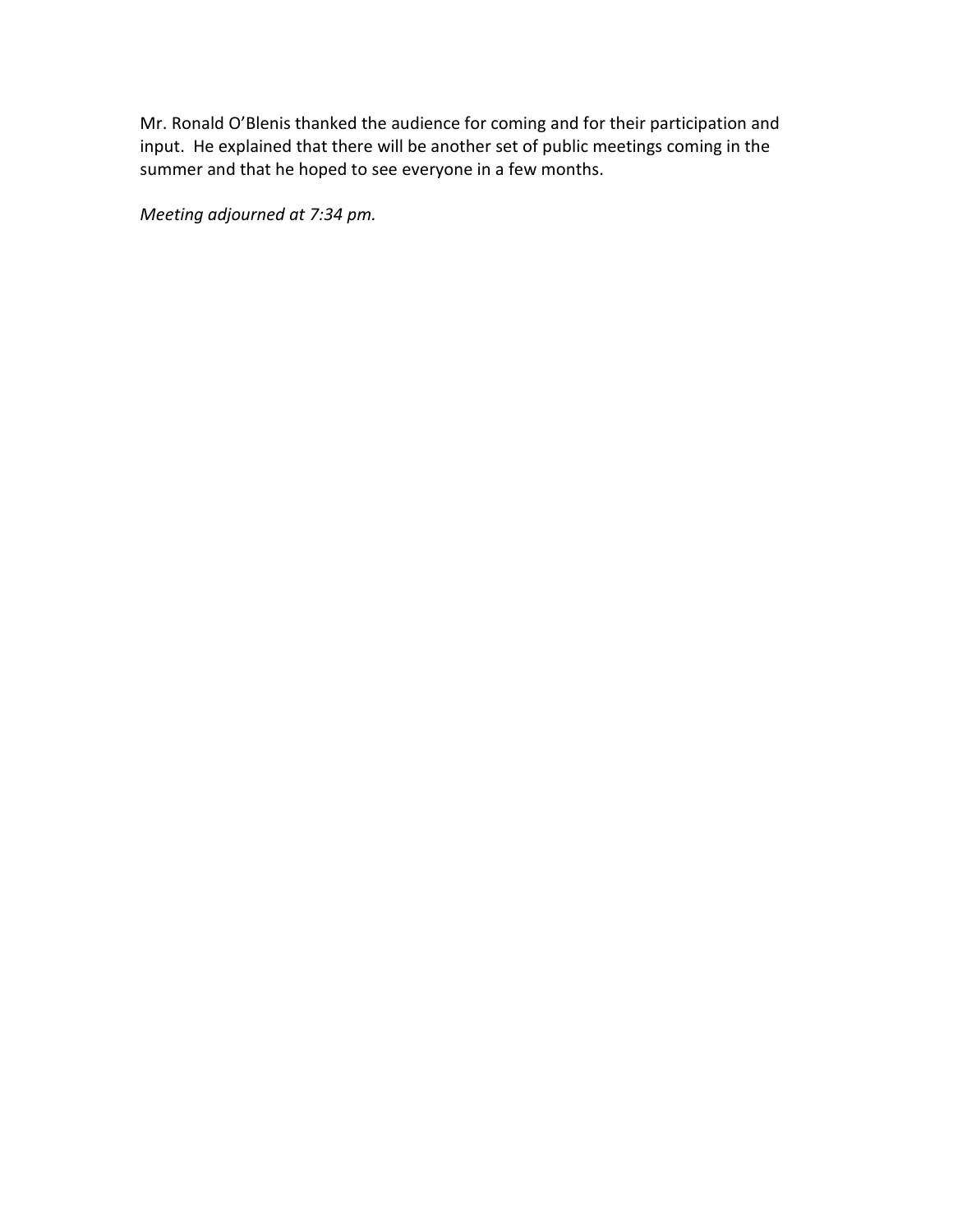Mr. Ronald O'Blenis thanked the audience for coming and for their participation and input.  He explained that there will be another set of public meetings coming in the summer and that he hoped to see everyone in a few months.

*Meeting adjourned at 7:34 pm.*